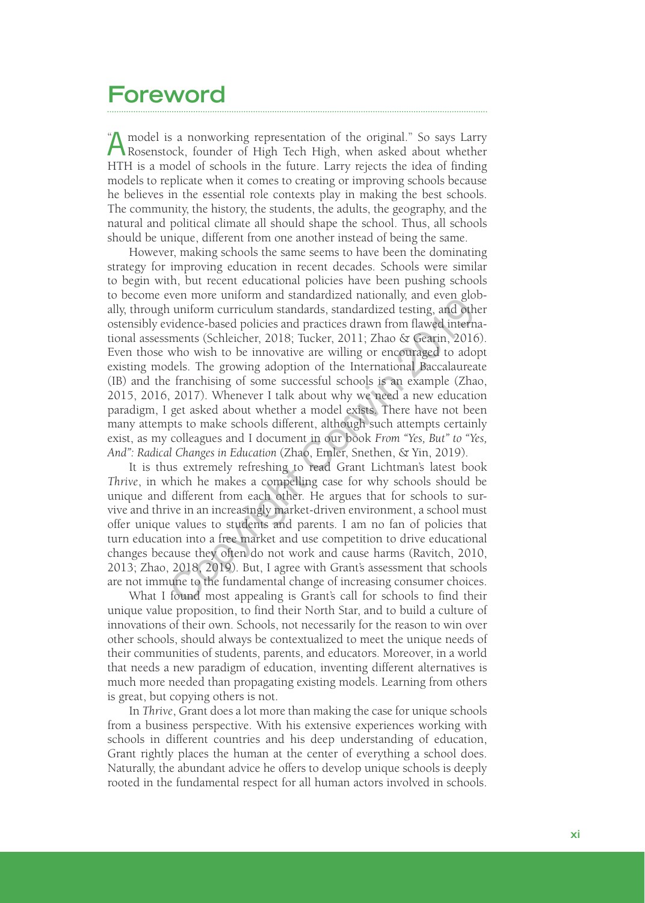# Foreword

"A model is a nonworking representation of the original." So says Larry Rosenstock, founder of High Tech High, when asked about whether HTH is a model of schools in the future. Larry rejects the idea of finding models to replicate when it comes to creating or improving schools because he believes in the essential role contexts play in making the best schools. The community, the history, the students, the adults, the geography, and the natural and political climate all should shape the school. Thus, all schools should be unique, different from one another instead of being the same.

However, making schools the same seems to have been the dominating strategy for improving education in recent decades. Schools were similar to begin with, but recent educational policies have been pushing schools to become even more uniform and standardized nationally, and even globally, through uniform curriculum standards, standardized testing, and other ostensibly evidence-based policies and practices drawn from flawed international assessments (Schleicher, 2018; Tucker, 2011; Zhao & Gearin, 2016). Even those who wish to be innovative are willing or encouraged to adopt existing models. The growing adoption of the International Baccalaureate (IB) and the franchising of some successful schools is an example (Zhao, 2015, 2016, 2017). Whenever I talk about why we need a new education paradigm, I get asked about whether a model exists. There have not been many attempts to make schools different, although such attempts certainly exist, as my colleagues and I document in our book *From "Yes, But" to "Yes, And": Radical Changes in Education* (Zhao, Emler, Snethen, & Yin, 2019).

It is thus extremely refreshing to read Grant Lichtman's latest book *Thrive*, in which he makes a compelling case for why schools should be unique and different from each other. He argues that for schools to survive and thrive in an increasingly market-driven environment, a school must offer unique values to students and parents. I am no fan of policies that turn education into a free market and use competition to drive educational changes because they often do not work and cause harms (Ravitch, 2010, 2013; Zhao, 2018, 2019). But, I agree with Grant's assessment that schools are not immune to the fundamental change of increasing consumer choices.

What I found most appealing is Grant's call for schools to find their unique value proposition, to find their North Star, and to build a culture of innovations of their own. Schools, not necessarily for the reason to win over other schools, should always be contextualized to meet the unique needs of their communities of students, parents, and educators. Moreover, in a world that needs a new paradigm of education, inventing different alternatives is much more needed than propagating existing models. Learning from others is great, but copying others is not.

In *Thrive*, Grant does a lot more than making the case for unique schools from a business perspective. With his extensive experiences working with schools in different countries and his deep understanding of education, Grant rightly places the human at the center of everything a school does. Naturally, the abundant advice he offers to develop unique schools is deeply rooted in the fundamental respect for all human actors involved in schools.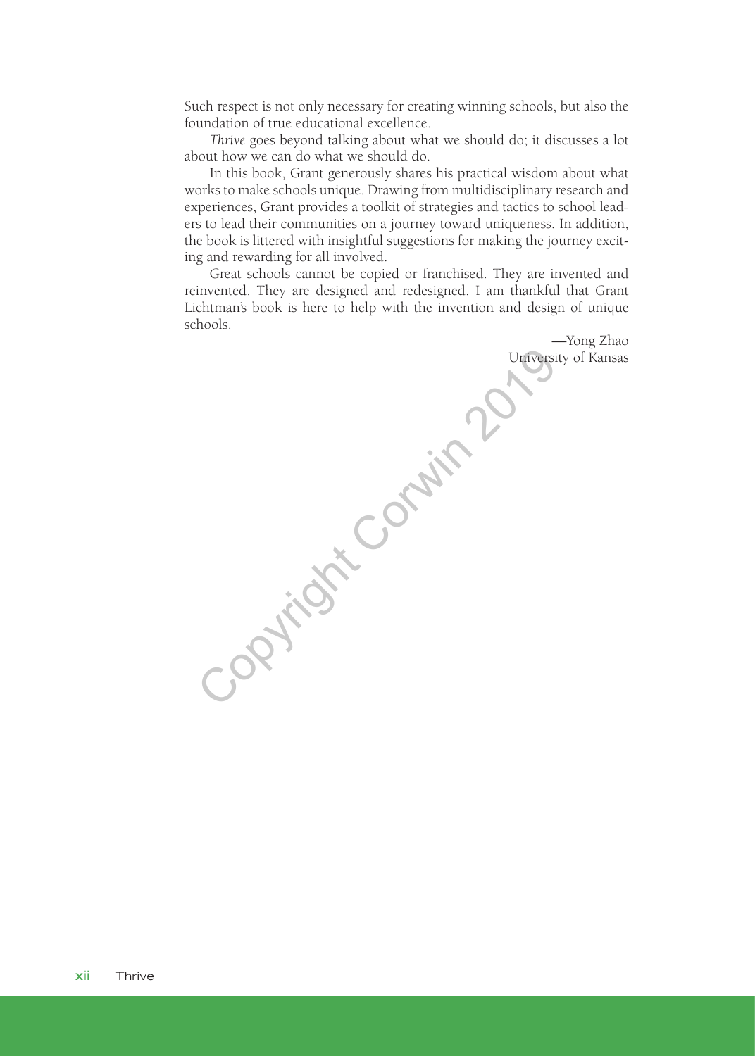Such respect is not only necessary for creating winning schools, but also the foundation of true educational excellence.

*Thrive* goes beyond talking about what we should do; it discusses a lot about how we can do what we should do.

In this book, Grant generously shares his practical wisdom about what works to make schools unique. Drawing from multidisciplinary research and experiences, Grant provides a toolkit of strategies and tactics to school leaders to lead their communities on a journey toward uniqueness. In addition, the book is littered with insightful suggestions for making the journey exciting and rewarding for all involved.

Great schools cannot be copied or franchised. They are invented and reinvented. They are designed and redesigned. I am thankful that Grant Lichtman's book is here to help with the invention and design of unique schools.

—Yong Zhao
University of Kansas